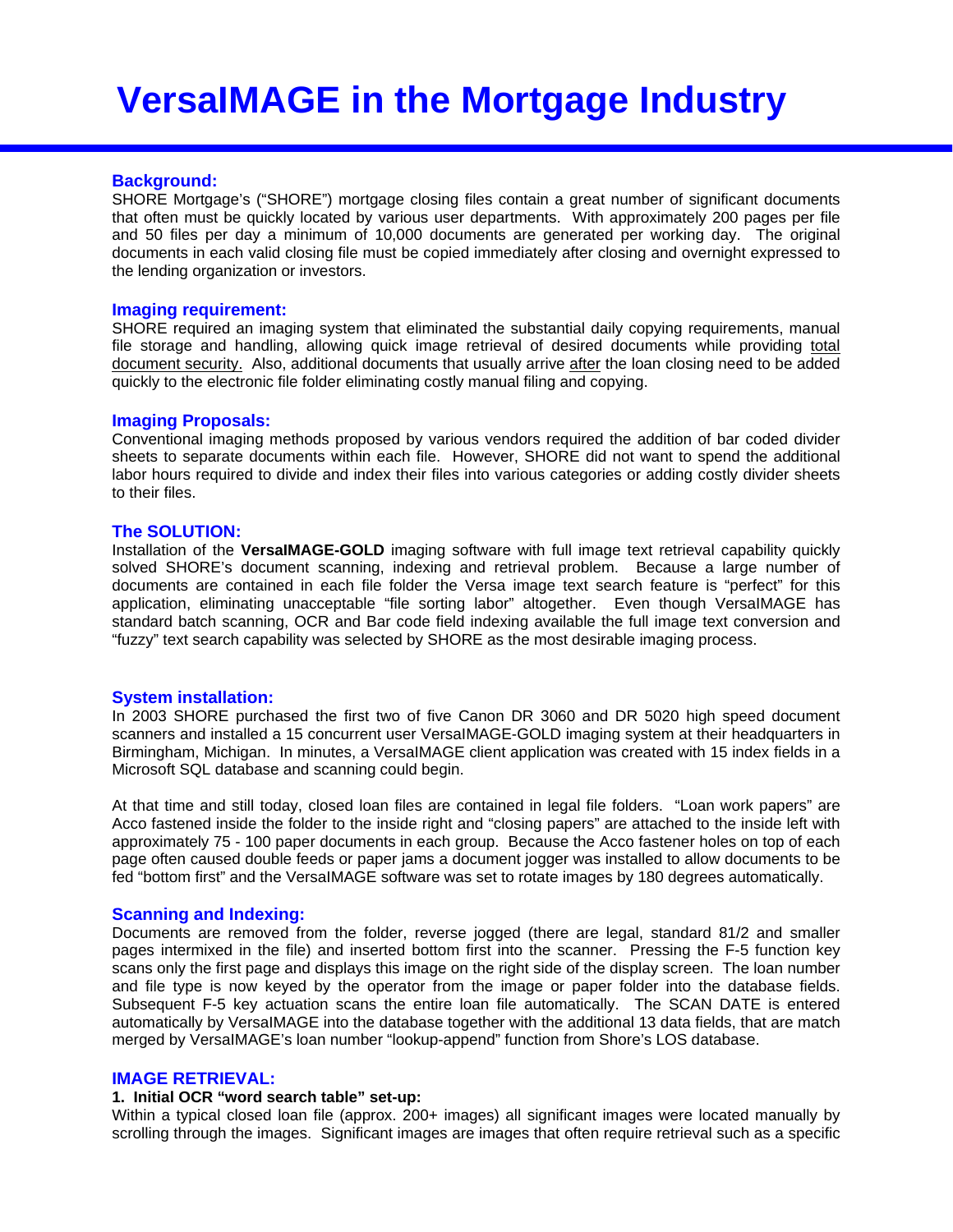# VersaIMAGE in the Mortgage Industry

## Background:

SHORE Mortgage's ("SHORE") mortgage closing files contain a great number of significant documents that often must be quickly located by various user departments. With approximately 200 pages per file and 50 files per day a minimum of 10,000 documents are generated per working day. The original documents in each valid closing file must be copied immediately after closing and overnight expressed to the lending organization or investors.

## Imaging requirement:

SHORE required an imaging system that eliminated the substantial daily copying requirements, manual file storage and handling, allowing quick image retrieval of desired documents while providing total document security. Also, additional documents that usually arrive after the loan closing need to be added quickly to the electronic file folder eliminating costly manual filing and copying.

## Imaging Proposals:

Conventional imaging methods proposed by various vendors required the addition of bar coded divider sheets to separate documents within each file. However, SHORE did not want to spend the additional labor hours required to divide and index their files into various categories or adding costly divider sheets to their files.

## The SOLUTION:

Installation of the **VersaIMAGE-GOLD** imaging software with full image text retrieval capability quickly solved SHORE's document scanning, indexing and retrieval problem. Because a large number of documents are contained in each file folder the Versa image text search feature is "perfect" for this application, eliminating unacceptable "file sorting labor" altogether. Even though VersaIMAGE has standard batch scanning, OCR and Bar code field indexing available the full image text conversion and "fuzzy" text search capability was selected by SHORE as the most desirable imaging process.

## System installation:

In 2003 SHORE purchased the first two of five Canon DR 3060 and DR 5020 high speed document scanners and installed a 15 concurrent user VersaIMAGE-GOLD imaging system at their headquarters in Birmingham, Michigan. In minutes, a VersaIMAGE client application was created with 15 index fields in a Microsoft SQL database and scanning could begin.

At that time and still today, closed loan files are contained in legal file folders. "Loan work papers" are Acco fastened inside the folder to the inside right and "closing papers" are attached to the inside left with approximately 75 - 100 paper documents in each group. Because the Acco fastener holes on top of each page often caused double feeds or paper jams a document jogger was installed to allow documents to be fed "bottom first" and the VersaIMAGE software was set to rotate images by 180 degrees automatically.

## Scanning and Indexing:

Documents are removed from the folder, reverse jogged (there are legal, standard 81/2 and smaller pages intermixed in the file) and inserted bottom first into the scanner. Pressing the F-5 function key scans only the first page and displays this image on the right side of the display screen. The loan number and file type is now keyed by the operator from the image or paper folder into the database fields. Subsequent F-5 key actuation scans the entire loan file automatically. The SCAN DATE is entered automatically by VersaIMAGE into the database together with the additional 13 data fields, that are match merged by VersaIMAGE's loan number "lookup-append" function from Shore's LOS database.

## IMAGE RETRIEVAL:

**1. Initial OCR "word search table" set-up:**

Within a typical closed loan file (approx. 200+ images) all significant images were located manually by scrolling through the images. Significant images are images that often require retrieval such as a specific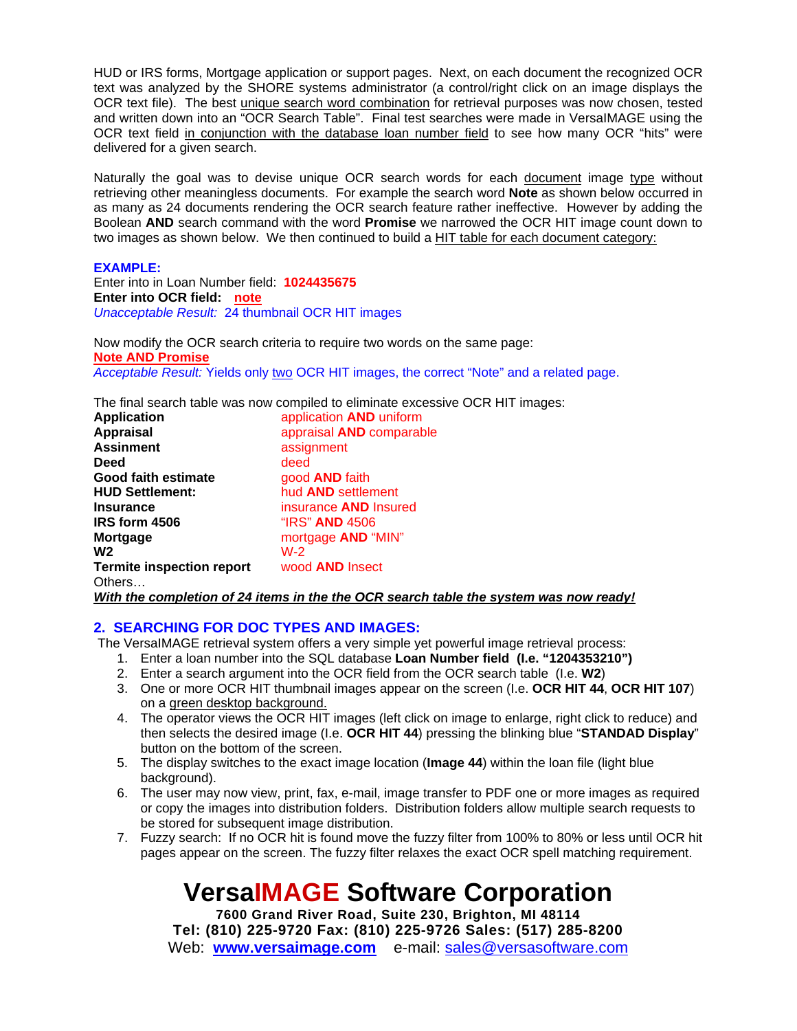HUD or IRS forms, Mortgage application or support pages. Next, on each document the recognized OCR text was analyzed by the SHORE systems administrator (a control/right click on an image displays the OCR text file). The best unique search word combination for retrieval purposes was now chosen, tested and written down into an "OCR Search Table". Final test searches were made in VersaIMAGE using the OCR text field in conjunction with the database loan number field to see how many OCR "hits" were delivered for a given search.

Naturally the goal was to devise unique OCR search words for each document image type without retrieving other meaningless documents. For example the search word **Note** as shown below occurred in as many as 24 documents rendering the OCR search feature rather ineffective. However by adding the Boolean **AND** search command with the word **Promise** we narrowed the OCR HIT image count down to two images as shown below. We then continued to build a HIT table for each document category:

**EXAMPLE:**
Enter into in Loan Number field: **1024435675**
**Enter into OCR field: note**
*Unacceptable Result:* 24 thumbnail OCR HIT images

Now modify the OCR search criteria to require two words on the same page:
**Note AND Promise**
*Acceptable Result:* Yields only two OCR HIT images, the correct "Note" and a related page.

The final search table was now compiled to eliminate excessive OCR HIT images:

| | |
|---|---|
| **Application** | application **AND** uniform |
| **Appraisal** | appraisal **AND** comparable |
| **Assinment** | assignment |
| **Deed** | deed |
| **Good faith estimate** | good **AND** faith |
| **HUD Settlement:** | hud **AND** settlement |
| **Insurance** | insurance **AND** Insured |
| **IRS form 4506** | "IRS" **AND** 4506 |
| **Mortgage** | mortgage **AND** "MIN" |
| **W2** | W-2 |
| **Termite inspection report** | wood **AND** Insect |
| Others… | |

***With the completion of 24 items in the the OCR search table the system was now ready!***

## 2. SEARCHING FOR DOC TYPES AND IMAGES:

The VersaIMAGE retrieval system offers a very simple yet powerful image retrieval process:

1. Enter a loan number into the SQL database **Loan Number field (I.e. "1204353210")**
2. Enter a search argument into the OCR field from the OCR search table (I.e. **W2**)
3. One or more OCR HIT thumbnail images appear on the screen (I.e. **OCR HIT 44**, **OCR HIT 107**) on a green desktop background.
4. The operator views the OCR HIT images (left click on image to enlarge, right click to reduce) and then selects the desired image (I.e. **OCR HIT 44**) pressing the blinking blue "**STANDAD Display**" button on the bottom of the screen.
5. The display switches to the exact image location (**Image 44**) within the loan file (light blue background).
6. The user may now view, print, fax, e-mail, image transfer to PDF one or more images as required or copy the images into distribution folders. Distribution folders allow multiple search requests to be stored for subsequent image distribution.
7. Fuzzy search: If no OCR hit is found move the fuzzy filter from 100% to 80% or less until OCR hit pages appear on the screen. The fuzzy filter relaxes the exact OCR spell matching requirement.

# VersaIMAGE Software Corporation

**7600 Grand River Road, Suite 230, Brighton, MI 48114**
**Tel: (810) 225-9720 Fax: (810) 225-9726 Sales: (517) 285-8200**
Web: **www.versaimage.com** e-mail: sales@versasoftware.com